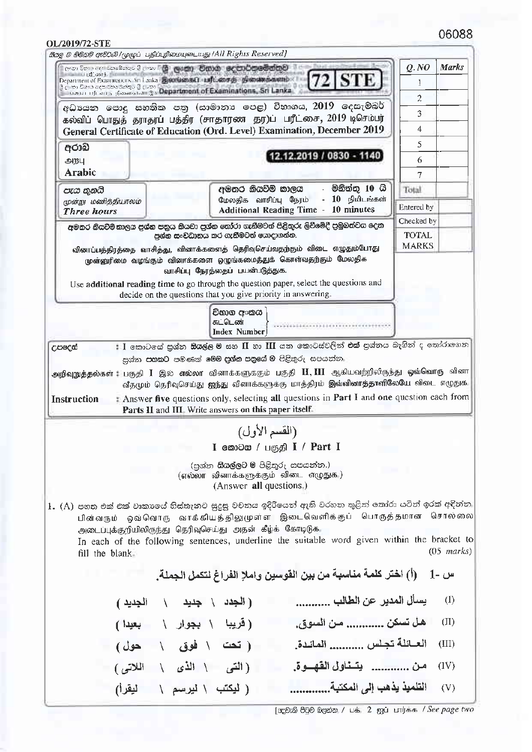06088

OL/2019/72-STE

සියලු ම හිමිකම් ඇවිරිණි / முழுப் பதிப்புரிமையுடையது / All Rights Reserved]

ශ්‍රී ලංකා විභාග දෙපාර්තමේන්තුව
இலங்கைப் பரீட்சைத் திணைக்களம்
Department of Examinations, Sri Lanka

**72 STE**

| Q. NO | Marks |
|---|---|
| 1 | |
| 2 | |
| 3 | |
| 4 | |
| 5 | |
| 6 | |
| 7 | |
| Total | |

| Entered by | |
|---|---|
| Checked by | |
| TOTAL MARKS | |

අධ්‍යයන පොදු සහතික පත්‍ර (සාමාන්‍ය පෙළ) විභාගය, 2019 දෙසැම්බර්
கல்விப் பொதுத் தராதரப் பத்திர (சாதாரண தர)ப் பரீட்சை, 2019 டிசெம்பர்
**General Certificate of Education (Ord. Level) Examination, December 2019**

අරාබි
அரபு
**Arabic**

**12.12.2019 / 0830 - 1140**

පැය තුනයි
மூன்று மணித்தியாலம்
***Three hours***

අමතර කියවීම් කාලය - මිනිත්තු 10 යි
மேலதிக வாசிப்பு நேரம் - 10 நிமிடங்கள்
**Additional Reading Time - 10 minutes**

අමතර කියවීම් කාලය ප්‍රශ්න පත්‍රය කියවා ප්‍රශ්න තෝරා ගැනීමටත් පිළිතුරු ලිවීමේදී ප්‍රමුඛත්වය දෙන ප්‍රශ්න සංවිධානය කර ගැනීමටත් යොදාගන්න.

வினாப்பத்திரத்தை வாசித்து, வினாக்களைத் தெரிவுசெய்வதற்கும் விடை எழுதும்போது முன்னுரிமை வழங்கும் வினாக்களை ஒழுங்கமைத்துக் கொள்வதற்கும் மேலதிக வாசிப்பு நேரத்தைப் பயன்படுத்துக.

Use **additional reading time** to go through the question paper, select the questions and decide on the questions that you give priority in answering.

විභාග අංකය / சுட்டெண் / Index Number ..............................

**උපදෙස්** : I කොටසේ ප්‍රශ්න **සියල්ල ම** සහ **II** හා **III** යන කොටස්වලින් **එක්** ප්‍රශ්නය බැගින් ද තෝරාගෙන ප්‍රශ්න **පහකට** පමණක් මෙම ප්‍රශ්න පත්‍රයේ ම පිළිතුරු සපයන්න.

**அறிவுறுத்தல்கள்** : பகுதி **I** இல் **எல்லா** வினாக்களுக்கும் பகுதி **II, III** ஆகியவற்றிலிருந்து ஒவ்வொரு வினா வீதமும் தெரிவுசெய்து **ஐந்து** வினாக்களுக்கு மாத்திரம் இவ்வினாத்தாளிலேயே விடை எழுதுக.

**Instruction** : Answer **five** questions only, selecting **all** questions in **Part I** and **one** question each from **Parts II** and **III**. Write answers **on this paper itself**.

## (القسم الأول)

## I කොටස / பகுதி I / Part I

(ප්‍රශ්න **සියල්ලට ම** පිළිතුරු සපයන්න.)
(**எல்லா** வினாக்களுக்கும் விடை எழுதுக.)
(Answer **all** questions.)

1. (A) පහත එක් එක් වාක්‍යයේ හිස්තැනට සුදුසු වචනය ඉදිරියෙන් ඇති වරහන තුළින් තෝරා යටින් ඉරක් අඳින්න.
பின்வரும் ஒவ்வொரு வாக்கியத்திலுமுள்ள இடைவெளிக்குப் பொருத்தமான சொல்லை அடைப்புக்குறியிலிருந்து தெரிவுசெய்து அதன் கீழ்க் கோடிடுக.
In each of the following sentences, underline the suitable word given within the bracket to fill the blank. (05 marks)

**س - 1 (أ) اختر كلمة مناسبة من بين القوسين واملإ الفراغ لتكمل الجملة.**

(I) يسأل المدير عن الطالب ........... ( الجدد \ جديد \ الجديد )

(II) هل تسكن ........... من السوق. ( قريبا \ بجوار \ بعيدا )

(III) العائلة تجلس ........... المائدة. ( تحت \ فوق \ حول )

(IV) من ........... يتناول القهوة. ( التى \ الذى \ اللاتى )

(V) التلميذ يذهب إلى المكتبة........... ( ليكتب \ ليرسم \ ليقرأ )

[දෙවැනි පිටුව බලන්න / பக். 2 ஐப் பார்க்க / See page two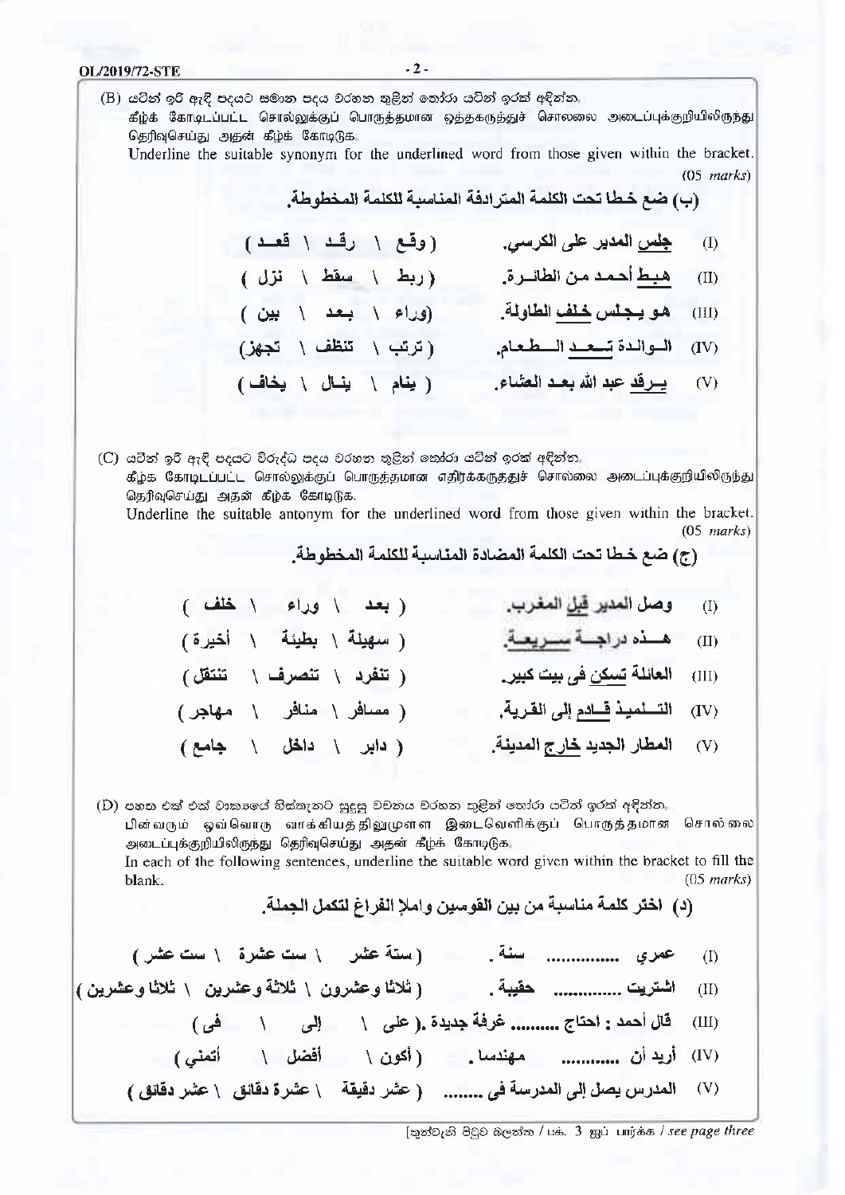(B) යටින් ඉරි ඇඳි පදයට සමාන පදය වරහන තුළින් තෝරා යටින් ඉරක් අඳින්න.
கீழ்க் கோடிடப்பட்ட சொல்லுக்குப் பொருத்தமான ஒத்தகருத்துச் சொல்லை அடைப்புக்குறியிலிருந்து தெரிவுசெய்து அதன் கீழ்க் கோடிடுக.
Underline the suitable synonym for the underlined word from those given within the bracket.
(05 *marks*)

**(ب) ضع خطا تحت الكلمة المترادفة المناسبة للكلمة المخطوطة.**

(I) جلس المدير على الكرسي. ( وقع \ رقد \ قعد )

(II) هبط أحمد من الطائرة. ( ربط \ سقط \ نزل )

(III) هو يجلس خلف الطاولة. ( وراء \ بعد \ بين )

(IV) الوالدة تعد الطعام. ( ترتب \ تنظف \ تجهز )

(V) يرقد عبد الله بعد العشاء. ( ينام \ ينال \ يخاف )

(C) යටින් ඉරි ඇඳි පදයට විරුද්ධ පදය වරහන තුළින් තෝරා යටින් ඉරක් අඳින්න.
கீழ்க் கோடிடப்பட்ட சொல்லுக்குப் பொருத்தமான எதிர்க்கருத்துச் சொல்லை அடைப்புக்குறியிலிருந்து தெரிவுசெய்து அதன் கீழ்க் கோடிடுக.
Underline the suitable antonym for the underlined word from those given within the bracket.
(05 *marks*)

**(ج) ضع خطا تحت الكلمة المضادة المناسبة للكلمة المخطوطة.**

(I) وصل المدير قبل المغرب. ( بعد \ وراء \ خلف )

(II) هذه دراجة سريعة. ( سهلة \ بطيئة \ أخيرة )

(III) العائلة تسكن في بيت كبير. ( تنفرد \ تنصرف \ تنتقل )

(IV) التلميذ قادم إلى القرية. ( مسافر \ منافر \ مهاجر )

(V) المطار الجديد خارج المدينة. ( داير \ داخل \ جامع )

(D) පහත එක් එක් වාක්‍යයේ හිස්තැනට සුදුසු වචනය වරහන තුළින් තෝරා යටින් ඉරක් අඳින්න.
பின்வரும் ஒவ்வொரு வாக்கியத்திலுமுள்ள இடைவெளிக்குப் பொருத்தமான சொல்லை அடைப்புக்குறியிலிருந்து தெரிவுசெய்து அதன் கீழ்க் கோடிடுக.
In each of the following sentences, underline the suitable word given within the bracket to fill the blank.
(05 *marks*)

**(د) اختر كلمة مناسبة من بين القوسين واملإ الفراغ لتكمل الجملة.**

(I) عمري ............... سنة . ( ستة عشر \ ست عشرة \ ست عشر )

(II) اشتريت .............. حقيبة . ( ثلاثا وعشرون \ ثلاثة وعشرين \ ثلاثا وعشرين )

(III) قال أحمد : احتاج ......... غرفة جديدة .( على \ إلى \ في )

(IV) أريد أن ............ مهندسا . ( أكون \ أفضل \ أتمني )

(V) المدرس يصل إلى المدرسة في ........ ( عشر دقيقة \ عشرة دقائق \ عشر دقائق )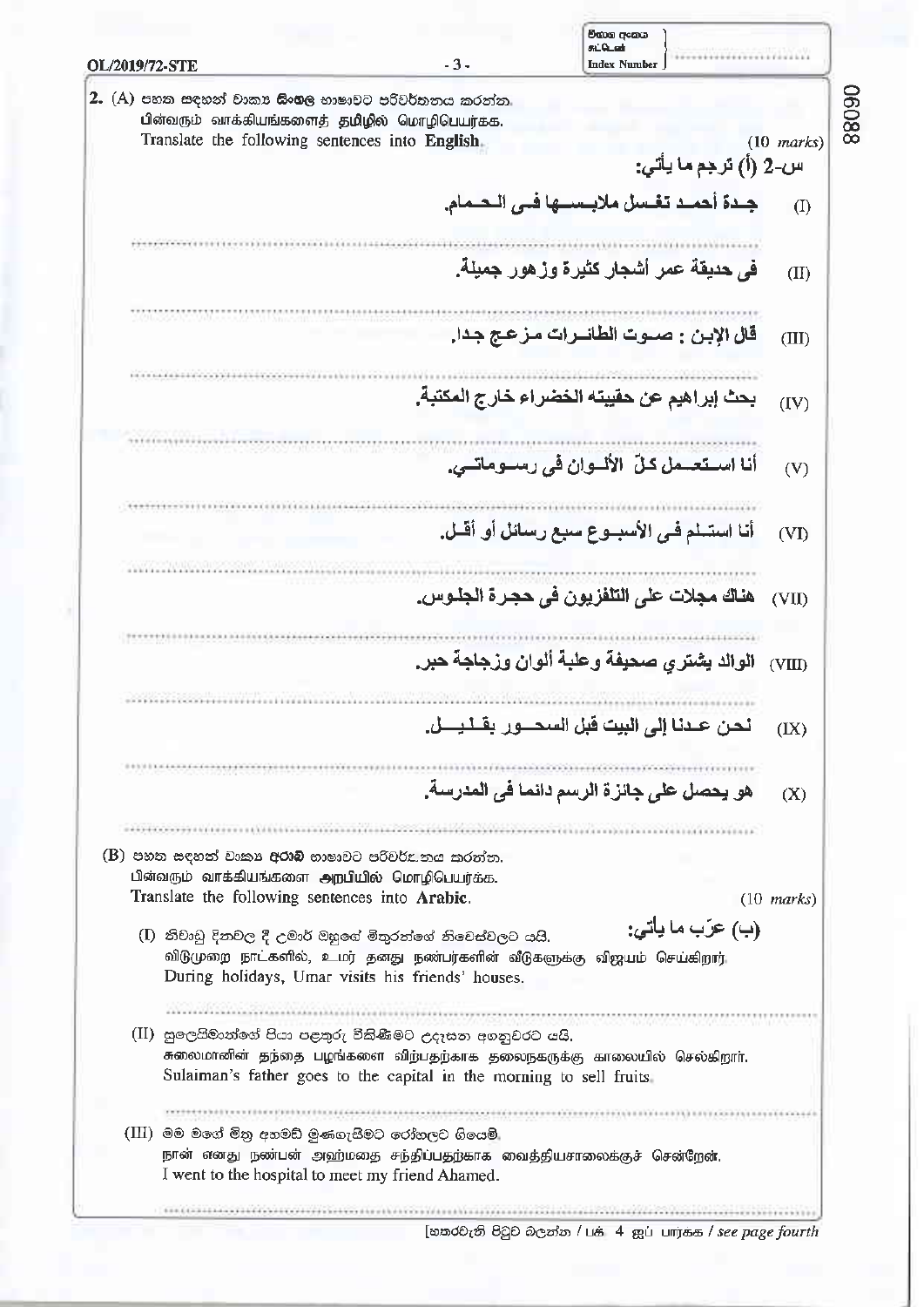**2.** (A) පහත සඳහන් වාක්‍ය **සිංහල** භාෂාවට පරිවර්තනය කරන්න.
பின்வரும் வாக்கியங்களைத் **தமிழில்** மொழிபெயர்க்க.
Translate the following sentences into **English**. (10 *marks*)

س-2 (أ) ترجم ما يأتي:

(I) جـدة أحمـد تغسل ملابسـها فـي الـحـمام.

..............................................................................................

(II) في حديقة عمر أشجار كثيرة وزهور جميلة.

..............................................................................................

(III) قال الإبن : صـوت الطائـرات مزعـج جدا.

..............................................................................................

(IV) بحث إبراهيم عن حقيبته الخضراء خارج المكتبة.

..............................................................................................

(V) أنا اسـتعـمل كلّ الألـوان في رسـوماتـي.

..............................................................................................

(VI) أنا استـلم فـي الأسبـوع سبع رسائل أو أقـل.

..............................................................................................

(VII) هناك مجلات على التلفزيون في حجـرة الجلوس.

..............................................................................................

(VIII) الوالد يشتري صحيفة وعلبة ألوان وزجاجة حبر.

..............................................................................................

(IX) نحن عـدنا إلى البيت قبل السحـور بقـلـيـل.

..............................................................................................

(X) هو يحصل على جائزة الرسم دائما في المدرسة.

..............................................................................................

(B) පහත සඳහන් වාක්‍ය **අරාබි** භාෂාවට පරිවර්තනය කරන්න.
பின்வரும் வாக்கியங்களை **அறபியில்** மொழிபெயர்க்க.
Translate the following sentences into **Arabic**. (10 *marks*)

(ب) عرّب ما يأتي:

(I) නිවාඩු දිනවල දී උමර් ඔහුගේ මිතුරන්ගේ නිවෙස්වලට යයි.
விடுமுறை நாட்களில், உமர் தனது நண்பர்களின் வீடுகளுக்கு விஜயம் செய்கிறார்.
During holidays, Umar visits his friends' houses.

..............................................................................................

(II) සුලෙයිමාන්ගේ පියා පළතුරු විකිණීමට උදෑසන අගනුවරට යයි.
சுலைமானின் தந்தை பழங்களை விற்பதற்காக தலைநகருக்கு காலையில் செல்கிறார்.
Sulaiman's father goes to the capital in the morning to sell fruits.

..............................................................................................

(III) මම මගේ මිතු අහමඩ් මුණගැසීමට රෝහලට ගියෙමි.
நான் எனது நண்பன் அஹ்மதை சந்திப்பதற்காக வைத்தியசாலைக்குச் சென்றேன்.
I went to the hospital to meet my friend Ahamed.

..............................................................................................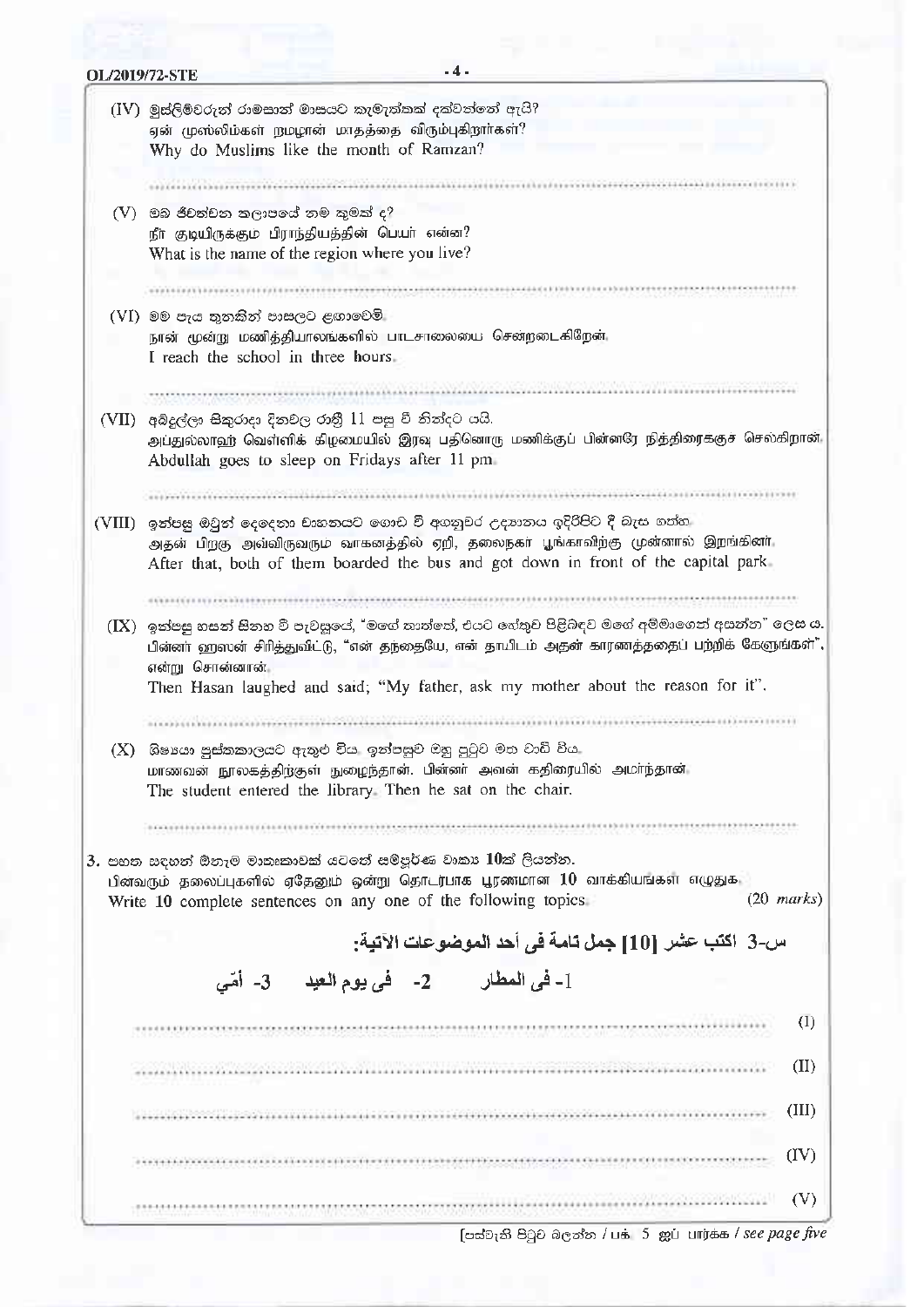(IV) මුස්ලිම්වරුන් රාමසාන් මාසයට කැමැත්තක් දක්වන්නේ ඇයි?
ஏன் முஸ்லிம்கள் றமழான் மாதத்தை விரும்புகிறார்கள்?
Why do Muslims like the month of Ramzan?

.............................................................................................................................

(V) ඔබ ජීවත්වන කලාපයේ නම කුමක් ද?
நீ குடியிருக்கும் பிராந்தியத்தின் பெயர் என்ன?
What is the name of the region where you live?

.............................................................................................................................

(VI) මම පැය තුනකින් පාසලට ළඟාවෙමි.
நான் மூன்று மணித்தியாலங்களில் பாடசாலையை சென்றடைகிறேன்.
I reach the school in three hours.

.............................................................................................................................

(VII) අබ්දුල්ලා සිකුරාදා දිනවල රාත්‍රී 11 පසු වී නින්දට යයි.
அப்துல்லாஹ் வெள்ளிக் கிழமையில் இரவு பதினொரு மணிக்குப் பின்னரே நித்திரைக்குச் செல்கிறான்.
Abdullah goes to sleep on Fridays after 11 pm.

.............................................................................................................................

(VIII) ඉන්පසු ඔවුන් දෙදෙනා වාහනයට ගොඩ වී අගනුවර උද්‍යානය ඉදිරිපිට දී බැස ගත්හ.
அதன் பிறகு அவ்விருவரும் வாகனத்தில் ஏறி, தலைநகா பூங்காவிற்கு முன்னால் இறங்கினர்.
After that, both of them boarded the bus and got down in front of the capital park.

.............................................................................................................................

(IX) ඉන්පසු හසන් සිනහ වී පැවසුවේ, "මගේ තාත්තේ, එයට හේතුව පිළිබඳව මගේ අම්මාගෙන් අසන්න" ලෙස ය.
பின்னர் ஹஸன் சிரித்துவிட்டு, "என் தந்தையே, என் தாயிடம் அதன் காரணத்தைப் பற்றிக் கேளுங்கள்", என்று சொன்னான்.
Then Hasan laughed and said; "My father, ask my mother about the reason for it".

.............................................................................................................................

(X) ශිෂ්‍යයා පුස්තකාලයට ඇතුළු විය. ඉන්පසුව ඔහු පුටුව මත වාඩි විය.
மாணவன் நூலகத்திற்குள் நுழைந்தான். பின்னர் அவன் கதிரையில் அமர்ந்தான்.
The student entered the library. Then he sat on the chair.

.............................................................................................................................

**3.** පහත සඳහන් ඕනෑම මාතෘකාවක් යටතේ සම්පූර්ණ වාක්‍ය 10ක් ලියන්න.
பின்வரும் தலைப்புகளில் ஏதேனும் ஒன்று தொடர்பாக பூரணமான 10 வாக்கியங்கள் எழுதுக.
Write 10 complete sentences on any one of the following topics. (20 *marks*)

**س-3 اكتب عشر [10] جمل تامة في أحد الموضوعات الآتية:**

**1- في المطار 2- في يوم العيد 3- أمّي**

............................................................................................................................. (I)

............................................................................................................................. (II)

............................................................................................................................. (III)

............................................................................................................................. (IV)

............................................................................................................................. (V)

[පස්වැනි පිටුව බලන්න / பக். 5 ஐப் பார்க்க / *see page five*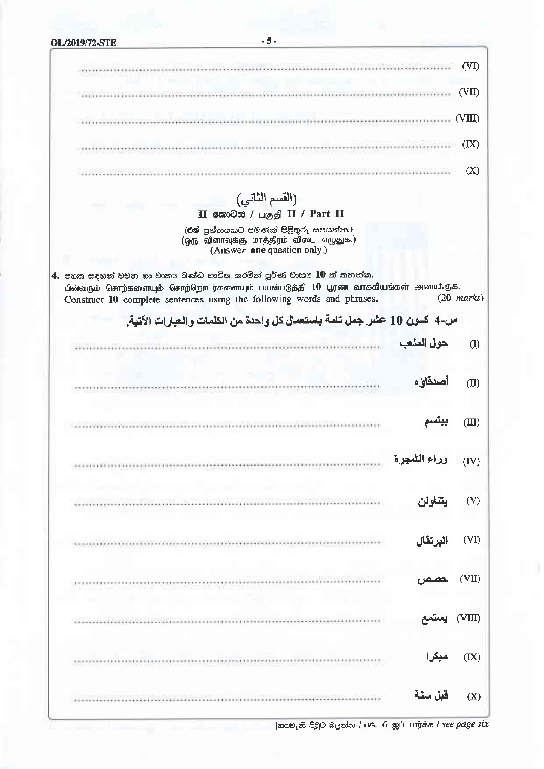.................................................................................................... (VI)

.................................................................................................... (VII)

.................................................................................................... (VIII)

.................................................................................................... (IX)

.................................................................................................... (X)

## (القسم الثاني)

## II කොටස / பகுதி II / Part II

(එක් ප්‍රශ්නයකට පමණක් පිළිතුරු සපයන්න.)
(ஒரு வினாவுக்கு மாத்திரம் விடை எழுதுக.)
(Answer **one** question only.)

**4.** පහත සඳහන් වචන හා වාක්‍ය ඛණ්ඩ භාවිත කරමින් පූර්ණ වාක්‍ය **10** ක් තනන්න.
பின்வரும் சொற்களையும் சொற்றொடர்களையும் பயன்படுத்தி **10** பூரண வாக்கியங்கள் அமைக்குக.
Construct **10** complete sentences using the following words and phrases. (20 *marks*)

**س-4 كـون 10 عشر جمل تامة باستعمال كل واحدة من الكلمات والعبارات الآتية.**

(I) حول الملعب ....................................................................................

(II) أصدقاؤه ....................................................................................

(III) يبتسم ....................................................................................

(IV) وراء الشجرة ....................................................................................

(V) يتناولن ....................................................................................

(VI) البرتقال ....................................................................................

(VII) حصص ....................................................................................

(VIII) يستمع ....................................................................................

(IX) مبكرا ....................................................................................

(X) قبل سنة ....................................................................................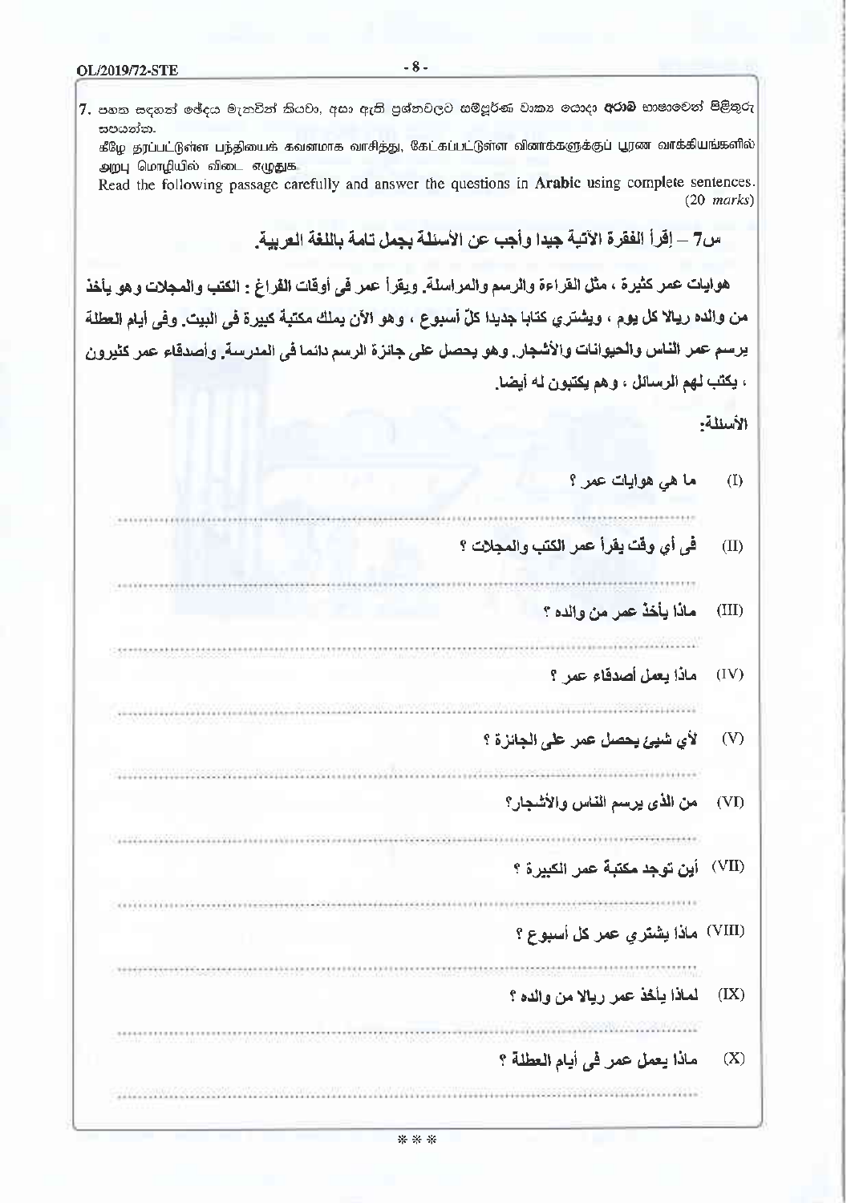7. පහත සඳහන් ඡේදය මැනවින් කියවා, අසා ඇති ප්‍රශ්නවලට සම්පූර්ණ වාක්‍ය යොදා **අරාබි** භාෂාවෙන් පිළිතුරු සපයන්න.

கீழே தரப்பட்டுள்ள பந்தியைக் கவனமாக வாசித்து, கேட்கப்பட்டுள்ள வினாக்களுக்குப் பூரண வாக்கியங்களில் அறபு மொழியில் விடை எழுதுக.

Read the following passage carefully and answer the questions in **Arabic** using complete sentences. (20 *marks*)

**س7 – إقرأ الفقرة الآتية جيدا وأجب عن الأسئلة بجمل تامة باللغة العربية.**

**هوايات عمر كثيرة ، مثل القراءة والرسم والمراسلة. ويقرأ عمر فى أوقات الفراغ : الكتب والمجلات وهو يأخذ من والده ريالا كل يوم ، ويشتري كتابا جديدا كلّ أسبوع ، وهو الآن يملك مكتبة كبيرة فى البيت. وفى أيام العطلة يرسم عمر الناس والحيوانات والأشجار. وهو يحصل على جائزة الرسم دائما فى المدرسة. وأصدقاء عمر كثيرون ، يكتب لهم الرسائل ، وهم يكتبون له أيضا.**

**الأسئلة:**

(I) ما هي هوايات عمر ؟

..................................................................................................

(II) فى أي وقت يقرأ عمر الكتب والمجلات ؟

..................................................................................................

(III) ماذا يأخذ عمر من والده ؟

..................................................................................................

(IV) ماذا يعمل أصدقاء عمر ؟

..................................................................................................

(V) لأي شيئ يحصل عمر على الجائزة ؟

..................................................................................................

(VI) من الذى يرسم الناس والأشجار؟

..................................................................................................

(VII) أين توجد مكتبة عمر الكبيرة ؟

..................................................................................................

(VIII) ماذا يشتري عمر كل أسبوع ؟

..................................................................................................

(IX) لماذا يأخذ عمر ريالا من والده ؟

..................................................................................................

(X) ماذا يعمل عمر فى أيام العطلة ؟

..................................................................................................

\* \* \*